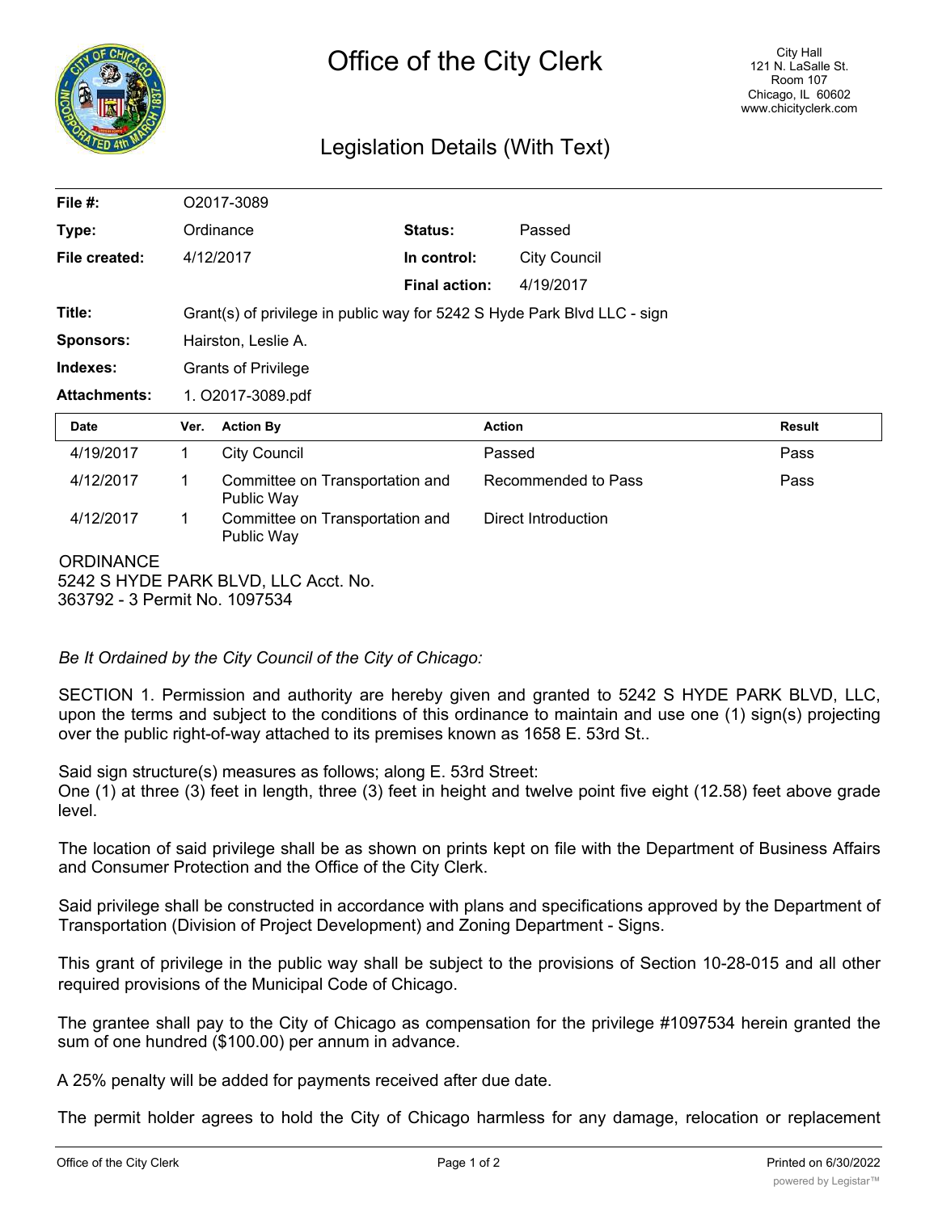# Office of the City Clerk

City Hall
121 N. LaSalle St.
Room 107
Chicago, IL 60602
www.chicityclerk.com

## Legislation Details (With Text)

| | | | |
|---|---|---|---|
| **File #:** | O2017-3089 | | |
| **Type:** | Ordinance | **Status:** | Passed |
| **File created:** | 4/12/2017 | **In control:** | City Council |
| | | **Final action:** | 4/19/2017 |
| **Title:** | Grant(s) of privilege in public way for 5242 S Hyde Park Blvd LLC - sign | | |
| **Sponsors:** | Hairston, Leslie A. | | |
| **Indexes:** | Grants of Privilege | | |
| **Attachments:** | 1. O2017-3089.pdf | | |

| Date | Ver. | Action By | Action | Result |
|---|---|---|---|---|
| 4/19/2017 | 1 | City Council | Passed | Pass |
| 4/12/2017 | 1 | Committee on Transportation and Public Way | Recommended to Pass | Pass |
| 4/12/2017 | 1 | Committee on Transportation and Public Way | Direct Introduction | |

ORDINANCE
5242 S HYDE PARK BLVD, LLC Acct. No.
363792 - 3 Permit No. 1097534

*Be It Ordained by the City Council of the City of Chicago:*

SECTION 1. Permission and authority are hereby given and granted to 5242 S HYDE PARK BLVD, LLC, upon the terms and subject to the conditions of this ordinance to maintain and use one (1) sign(s) projecting over the public right-of-way attached to its premises known as 1658 E. 53rd St..

Said sign structure(s) measures as follows; along E. 53rd Street:
One (1) at three (3) feet in length, three (3) feet in height and twelve point five eight (12.58) feet above grade level.

The location of said privilege shall be as shown on prints kept on file with the Department of Business Affairs and Consumer Protection and the Office of the City Clerk.

Said privilege shall be constructed in accordance with plans and specifications approved by the Department of Transportation (Division of Project Development) and Zoning Department - Signs.

This grant of privilege in the public way shall be subject to the provisions of Section 10-28-015 and all other required provisions of the Municipal Code of Chicago.

The grantee shall pay to the City of Chicago as compensation for the privilege #1097534 herein granted the sum of one hundred ($100.00) per annum in advance.

A 25% penalty will be added for payments received after due date.

The permit holder agrees to hold the City of Chicago harmless for any damage, relocation or replacement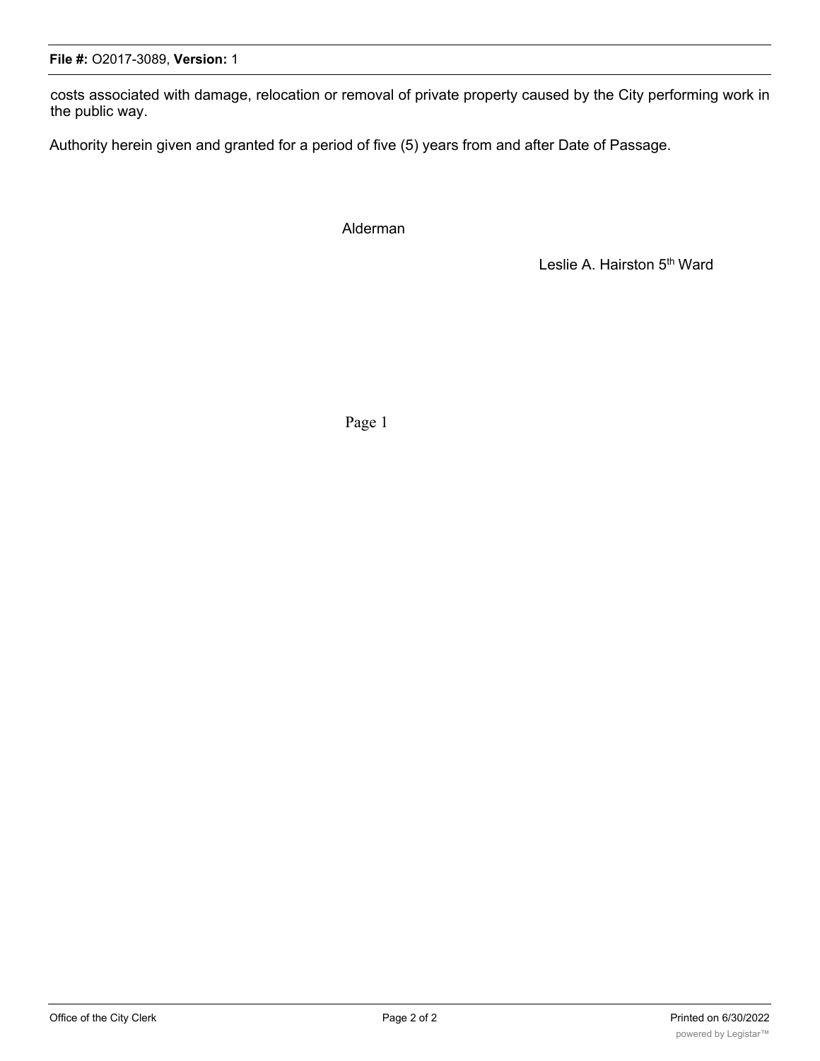costs associated with damage, relocation or removal of private property caused by the City performing work in the public way.

Authority herein given and granted for a period of five (5) years from and after Date of Passage.

Alderman

Leslie A. Hairston 5th Ward

Page 1